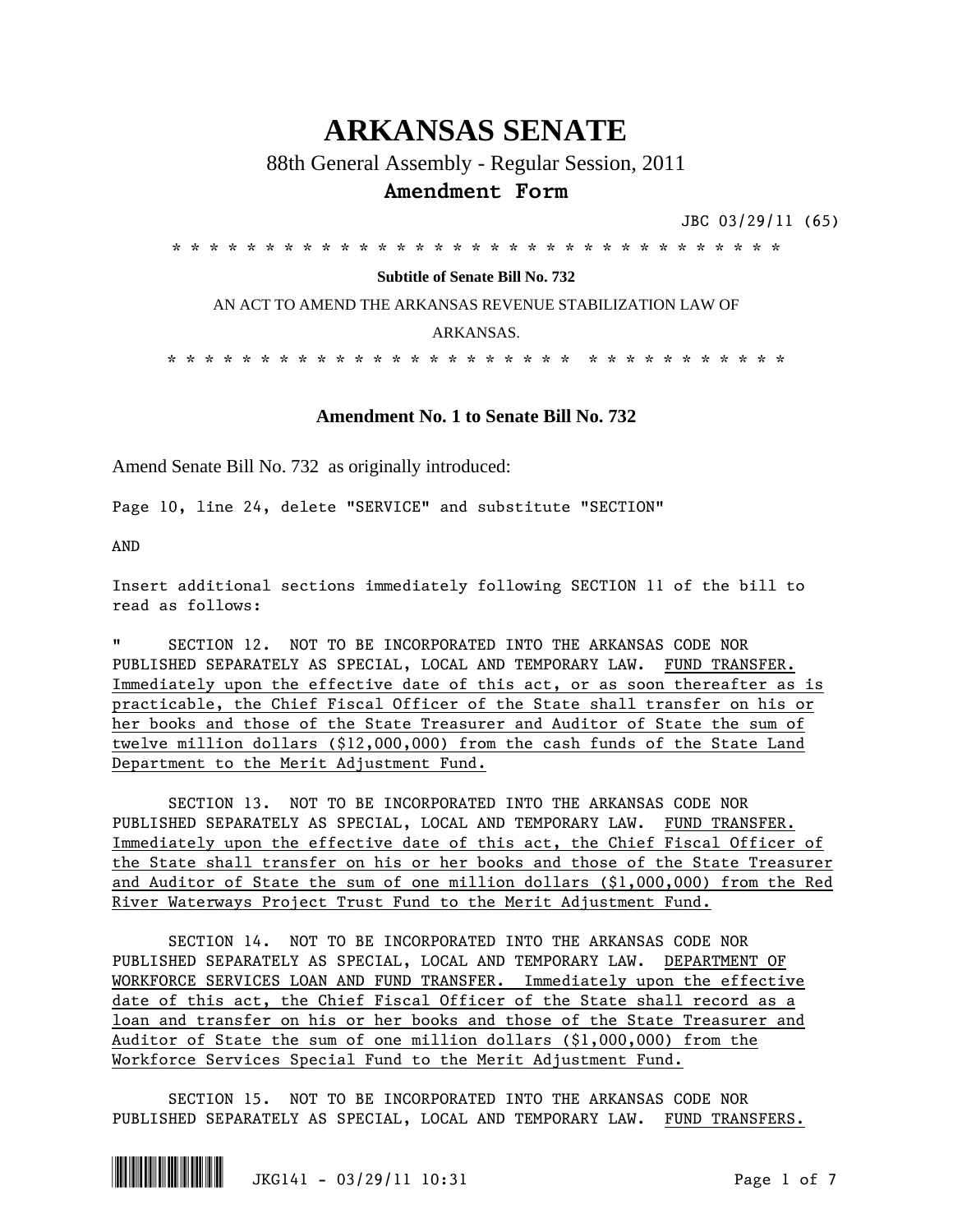# ARKANSAS SENATE

88th General Assembly - Regular Session, 2011

**Amendment Form**

JBC 03/29/11 (65)

\* \* \* \* \* \* \* \* \* \* \* \* \* \* \* \* \* \* \* \* \* \* \* \* \* \* \* \* \* \* \* \* \* \* \* \*

**Subtitle of Senate Bill No. 732**

AN ACT TO AMEND THE ARKANSAS REVENUE STABILIZATION LAW OF ARKANSAS.

\* \* \* \* \* \* \* \* \* \* \* \* \* \* \* \* \* \* \* \* \* \* \* \* \* \* \* \* \* \* \* \* \* \* \*

## Amendment No. 1 to Senate Bill No. 732

Amend Senate Bill No. 732 as originally introduced:

Page 10, line 24, delete "SERVICE" and substitute "SECTION"

AND

Insert additional sections immediately following SECTION 11 of the bill to read as follows:

" SECTION 12. NOT TO BE INCORPORATED INTO THE ARKANSAS CODE NOR PUBLISHED SEPARATELY AS SPECIAL, LOCAL AND TEMPORARY LAW. <u>FUND TRANSFER. Immediately upon the effective date of this act, or as soon thereafter as is practicable, the Chief Fiscal Officer of the State shall transfer on his or her books and those of the State Treasurer and Auditor of State the sum of twelve million dollars ($12,000,000) from the cash funds of the State Land Department to the Merit Adjustment Fund.</u>

SECTION 13. NOT TO BE INCORPORATED INTO THE ARKANSAS CODE NOR PUBLISHED SEPARATELY AS SPECIAL, LOCAL AND TEMPORARY LAW. <u>FUND TRANSFER. Immediately upon the effective date of this act, the Chief Fiscal Officer of the State shall transfer on his or her books and those of the State Treasurer and Auditor of State the sum of one million dollars ($1,000,000) from the Red River Waterways Project Trust Fund to the Merit Adjustment Fund.</u>

SECTION 14. NOT TO BE INCORPORATED INTO THE ARKANSAS CODE NOR PUBLISHED SEPARATELY AS SPECIAL, LOCAL AND TEMPORARY LAW. <u>DEPARTMENT OF WORKFORCE SERVICES LOAN AND FUND TRANSFER. Immediately upon the effective date of this act, the Chief Fiscal Officer of the State shall record as a loan and transfer on his or her books and those of the State Treasurer and Auditor of State the sum of one million dollars ($1,000,000) from the Workforce Services Special Fund to the Merit Adjustment Fund.</u>

SECTION 15. NOT TO BE INCORPORATED INTO THE ARKANSAS CODE NOR PUBLISHED SEPARATELY AS SPECIAL, LOCAL AND TEMPORARY LAW. <u>FUND TRANSFERS.</u>

JKG141 - 03/29/11 10:31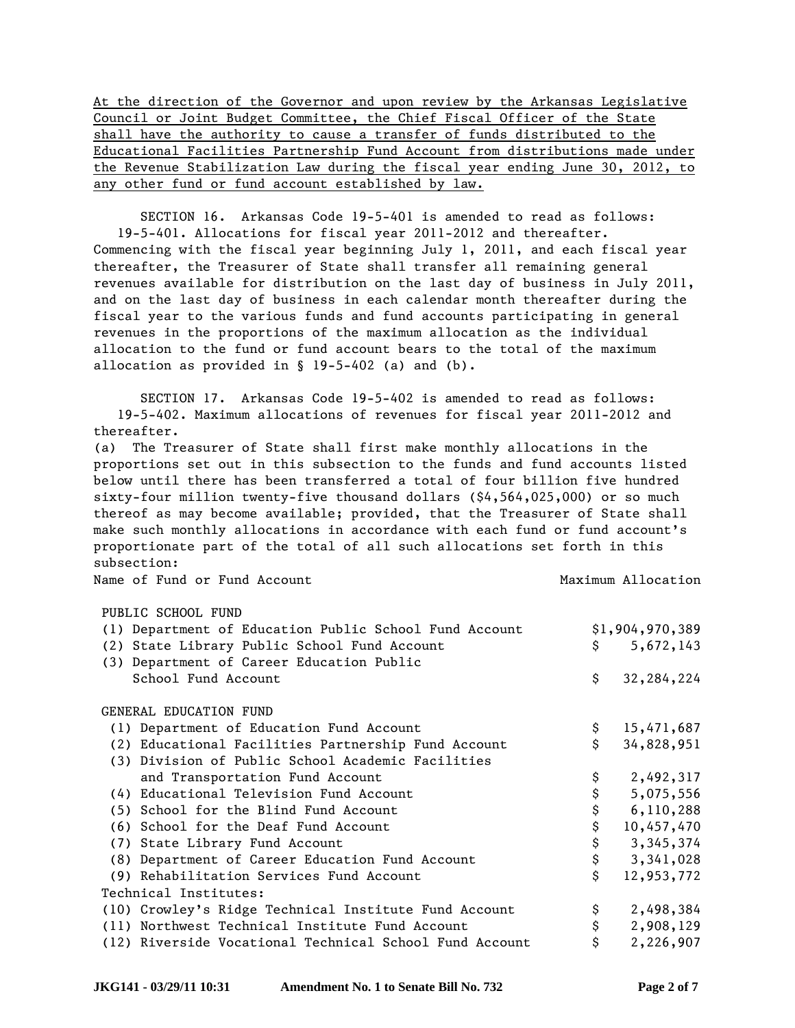At the direction of the Governor and upon review by the Arkansas Legislative Council or Joint Budget Committee, the Chief Fiscal Officer of the State shall have the authority to cause a transfer of funds distributed to the Educational Facilities Partnership Fund Account from distributions made under the Revenue Stabilization Law during the fiscal year ending June 30, 2012, to any other fund or fund account established by law.

SECTION 16. Arkansas Code 19-5-401 is amended to read as follows:

19-5-401. Allocations for fiscal year 2011-2012 and thereafter.

Commencing with the fiscal year beginning July 1, 2011, and each fiscal year thereafter, the Treasurer of State shall transfer all remaining general revenues available for distribution on the last day of business in July 2011, and on the last day of business in each calendar month thereafter during the fiscal year to the various funds and fund accounts participating in general revenues in the proportions of the maximum allocation as the individual allocation to the fund or fund account bears to the total of the maximum allocation as provided in § 19-5-402 (a) and (b).

SECTION 17. Arkansas Code 19-5-402 is amended to read as follows:

19-5-402. Maximum allocations of revenues for fiscal year 2011-2012 and thereafter.

(a) The Treasurer of State shall first make monthly allocations in the proportions set out in this subsection to the funds and fund accounts listed below until there has been transferred a total of four billion five hundred sixty-four million twenty-five thousand dollars ($4,564,025,000) or so much thereof as may become available; provided, that the Treasurer of State shall make such monthly allocations in accordance with each fund or fund account's proportionate part of the total of all such allocations set forth in this subsection:

| Name of Fund or Fund Account | Maximum Allocation |
|---|---|
| PUBLIC SCHOOL FUND | |
| (1) Department of Education Public School Fund Account | $1,904,970,389 |
| (2) State Library Public School Fund Account | $ 5,672,143 |
| (3) Department of Career Education Public School Fund Account | $ 32,284,224 |
| GENERAL EDUCATION FUND | |
| (1) Department of Education Fund Account | $ 15,471,687 |
| (2) Educational Facilities Partnership Fund Account | $ 34,828,951 |
| (3) Division of Public School Academic Facilities and Transportation Fund Account | $ 2,492,317 |
| (4) Educational Television Fund Account | $ 5,075,556 |
| (5) School for the Blind Fund Account | $ 6,110,288 |
| (6) School for the Deaf Fund Account | $ 10,457,470 |
| (7) State Library Fund Account | $ 3,345,374 |
| (8) Department of Career Education Fund Account | $ 3,341,028 |
| (9) Rehabilitation Services Fund Account | $ 12,953,772 |
| Technical Institutes: | |
| (10) Crowley's Ridge Technical Institute Fund Account | $ 2,498,384 |
| (11) Northwest Technical Institute Fund Account | $ 2,908,129 |
| (12) Riverside Vocational Technical School Fund Account | $ 2,226,907 |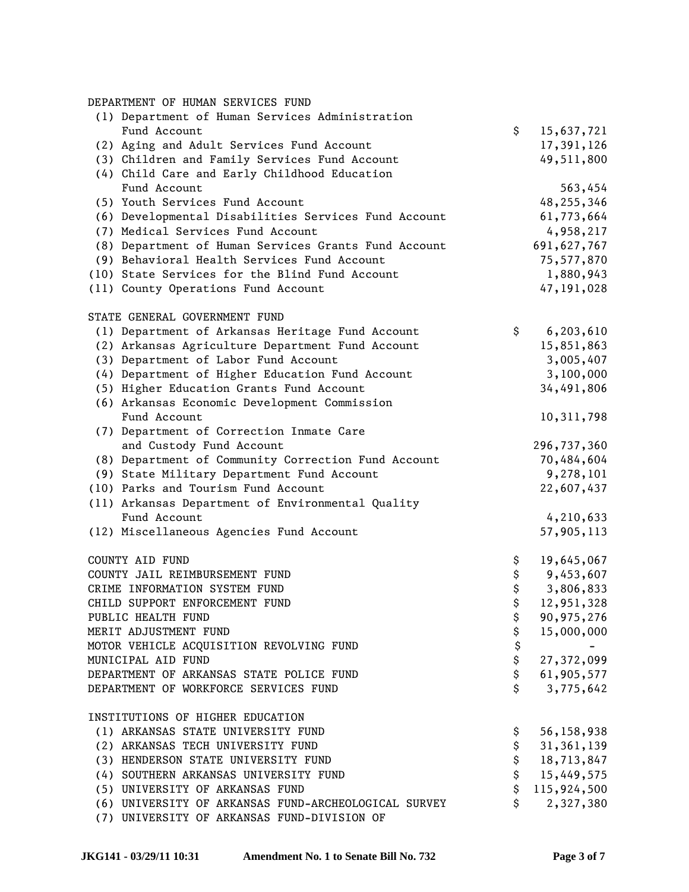DEPARTMENT OF HUMAN SERVICES FUND

| | |
|---|---|
| (1) Department of Human Services Administration Fund Account | $ 15,637,721 |
| (2) Aging and Adult Services Fund Account | 17,391,126 |
| (3) Children and Family Services Fund Account | 49,511,800 |
| (4) Child Care and Early Childhood Education Fund Account | 563,454 |
| (5) Youth Services Fund Account | 48,255,346 |
| (6) Developmental Disabilities Services Fund Account | 61,773,664 |
| (7) Medical Services Fund Account | 4,958,217 |
| (8) Department of Human Services Grants Fund Account | 691,627,767 |
| (9) Behavioral Health Services Fund Account | 75,577,870 |
| (10) State Services for the Blind Fund Account | 1,880,943 |
| (11) County Operations Fund Account | 47,191,028 |

STATE GENERAL GOVERNMENT FUND

| | |
|---|---|
| (1) Department of Arkansas Heritage Fund Account | $ 6,203,610 |
| (2) Arkansas Agriculture Department Fund Account | 15,851,863 |
| (3) Department of Labor Fund Account | 3,005,407 |
| (4) Department of Higher Education Fund Account | 3,100,000 |
| (5) Higher Education Grants Fund Account | 34,491,806 |
| (6) Arkansas Economic Development Commission Fund Account | 10,311,798 |
| (7) Department of Correction Inmate Care and Custody Fund Account | 296,737,360 |
| (8) Department of Community Correction Fund Account | 70,484,604 |
| (9) State Military Department Fund Account | 9,278,101 |
| (10) Parks and Tourism Fund Account | 22,607,437 |
| (11) Arkansas Department of Environmental Quality Fund Account | 4,210,633 |
| (12) Miscellaneous Agencies Fund Account | 57,905,113 |

| | |
|---|---|
| COUNTY AID FUND | $ 19,645,067 |
| COUNTY JAIL REIMBURSEMENT FUND | $ 9,453,607 |
| CRIME INFORMATION SYSTEM FUND | $ 3,806,833 |
| CHILD SUPPORT ENFORCEMENT FUND | $ 12,951,328 |
| PUBLIC HEALTH FUND | $ 90,975,276 |
| MERIT ADJUSTMENT FUND | $ 15,000,000 |
| MOTOR VEHICLE ACQUISITION REVOLVING FUND | $ - |
| MUNICIPAL AID FUND | $ 27,372,099 |
| DEPARTMENT OF ARKANSAS STATE POLICE FUND | $ 61,905,577 |
| DEPARTMENT OF WORKFORCE SERVICES FUND | $ 3,775,642 |

INSTITUTIONS OF HIGHER EDUCATION

| | |
|---|---|
| (1) ARKANSAS STATE UNIVERSITY FUND | $ 56,158,938 |
| (2) ARKANSAS TECH UNIVERSITY FUND | $ 31,361,139 |
| (3) HENDERSON STATE UNIVERSITY FUND | $ 18,713,847 |
| (4) SOUTHERN ARKANSAS UNIVERSITY FUND | $ 15,449,575 |
| (5) UNIVERSITY OF ARKANSAS FUND | $ 115,924,500 |
| (6) UNIVERSITY OF ARKANSAS FUND-ARCHEOLOGICAL SURVEY | $ 2,327,380 |
| (7) UNIVERSITY OF ARKANSAS FUND-DIVISION OF | |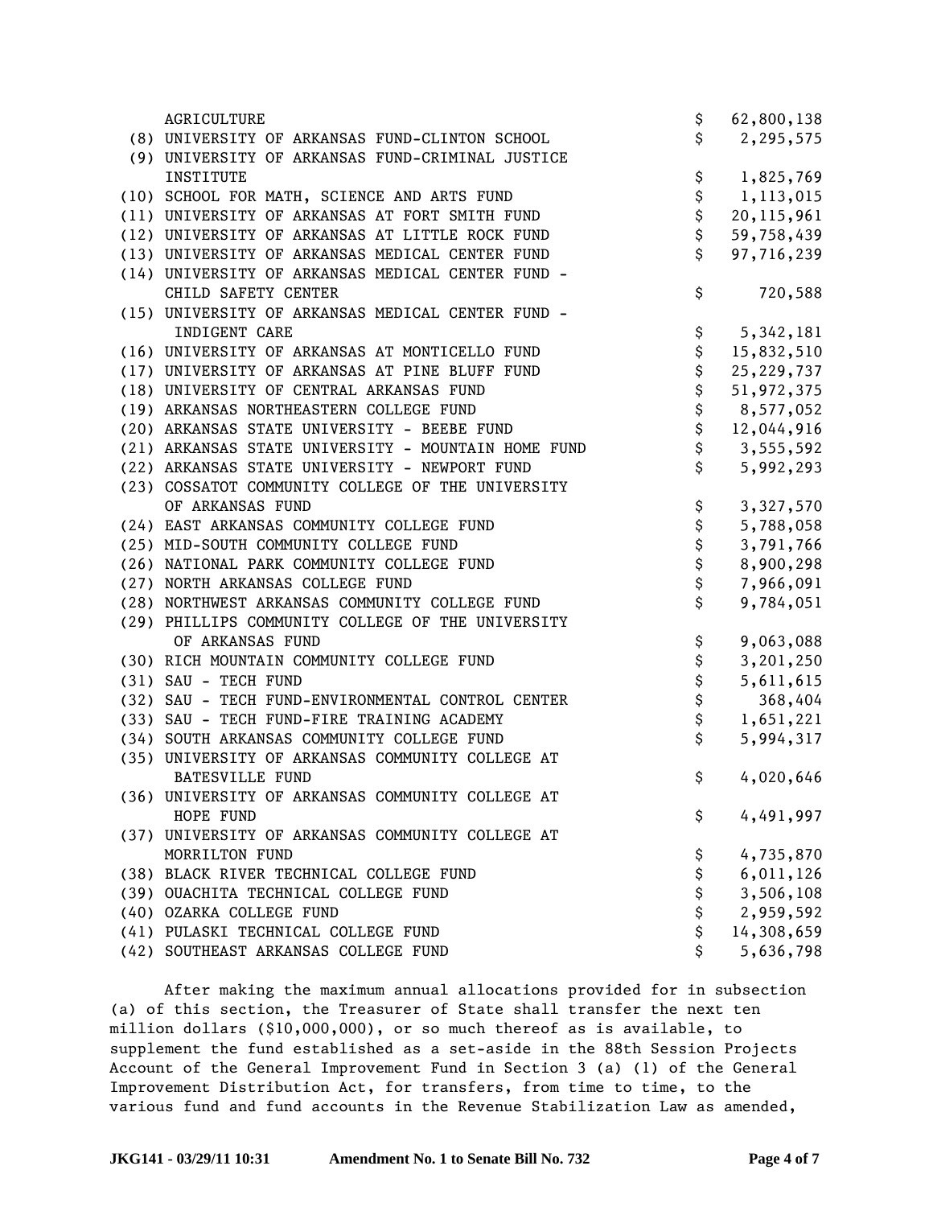| | | |
|---|---|---|
| AGRICULTURE | $ | 62,800,138 |
| (8) UNIVERSITY OF ARKANSAS FUND-CLINTON SCHOOL | $ | 2,295,575 |
| (9) UNIVERSITY OF ARKANSAS FUND-CRIMINAL JUSTICE INSTITUTE | $ | 1,825,769 |
| (10) SCHOOL FOR MATH, SCIENCE AND ARTS FUND | $ | 1,113,015 |
| (11) UNIVERSITY OF ARKANSAS AT FORT SMITH FUND | $ | 20,115,961 |
| (12) UNIVERSITY OF ARKANSAS AT LITTLE ROCK FUND | $ | 59,758,439 |
| (13) UNIVERSITY OF ARKANSAS MEDICAL CENTER FUND | $ | 97,716,239 |
| (14) UNIVERSITY OF ARKANSAS MEDICAL CENTER FUND - CHILD SAFETY CENTER | $ | 720,588 |
| (15) UNIVERSITY OF ARKANSAS MEDICAL CENTER FUND - INDIGENT CARE | $ | 5,342,181 |
| (16) UNIVERSITY OF ARKANSAS AT MONTICELLO FUND | $ | 15,832,510 |
| (17) UNIVERSITY OF ARKANSAS AT PINE BLUFF FUND | $ | 25,229,737 |
| (18) UNIVERSITY OF CENTRAL ARKANSAS FUND | $ | 51,972,375 |
| (19) ARKANSAS NORTHEASTERN COLLEGE FUND | $ | 8,577,052 |
| (20) ARKANSAS STATE UNIVERSITY - BEEBE FUND | $ | 12,044,916 |
| (21) ARKANSAS STATE UNIVERSITY - MOUNTAIN HOME FUND | $ | 3,555,592 |
| (22) ARKANSAS STATE UNIVERSITY - NEWPORT FUND | $ | 5,992,293 |
| (23) COSSATOT COMMUNITY COLLEGE OF THE UNIVERSITY OF ARKANSAS FUND | $ | 3,327,570 |
| (24) EAST ARKANSAS COMMUNITY COLLEGE FUND | $ | 5,788,058 |
| (25) MID-SOUTH COMMUNITY COLLEGE FUND | $ | 3,791,766 |
| (26) NATIONAL PARK COMMUNITY COLLEGE FUND | $ | 8,900,298 |
| (27) NORTH ARKANSAS COLLEGE FUND | $ | 7,966,091 |
| (28) NORTHWEST ARKANSAS COMMUNITY COLLEGE FUND | $ | 9,784,051 |
| (29) PHILLIPS COMMUNITY COLLEGE OF THE UNIVERSITY OF ARKANSAS FUND | $ | 9,063,088 |
| (30) RICH MOUNTAIN COMMUNITY COLLEGE FUND | $ | 3,201,250 |
| (31) SAU - TECH FUND | $ | 5,611,615 |
| (32) SAU - TECH FUND-ENVIRONMENTAL CONTROL CENTER | $ | 368,404 |
| (33) SAU - TECH FUND-FIRE TRAINING ACADEMY | $ | 1,651,221 |
| (34) SOUTH ARKANSAS COMMUNITY COLLEGE FUND | $ | 5,994,317 |
| (35) UNIVERSITY OF ARKANSAS COMMUNITY COLLEGE AT BATESVILLE FUND | $ | 4,020,646 |
| (36) UNIVERSITY OF ARKANSAS COMMUNITY COLLEGE AT HOPE FUND | $ | 4,491,997 |
| (37) UNIVERSITY OF ARKANSAS COMMUNITY COLLEGE AT MORRILTON FUND | $ | 4,735,870 |
| (38) BLACK RIVER TECHNICAL COLLEGE FUND | $ | 6,011,126 |
| (39) OUACHITA TECHNICAL COLLEGE FUND | $ | 3,506,108 |
| (40) OZARKA COLLEGE FUND | $ | 2,959,592 |
| (41) PULASKI TECHNICAL COLLEGE FUND | $ | 14,308,659 |
| (42) SOUTHEAST ARKANSAS COLLEGE FUND | $ | 5,636,798 |

After making the maximum annual allocations provided for in subsection (a) of this section, the Treasurer of State shall transfer the next ten million dollars ($10,000,000), or so much thereof as is available, to supplement the fund established as a set-aside in the 88th Session Projects Account of the General Improvement Fund in Section 3 (a) (1) of the General Improvement Distribution Act, for transfers, from time to time, to the various fund and fund accounts in the Revenue Stabilization Law as amended,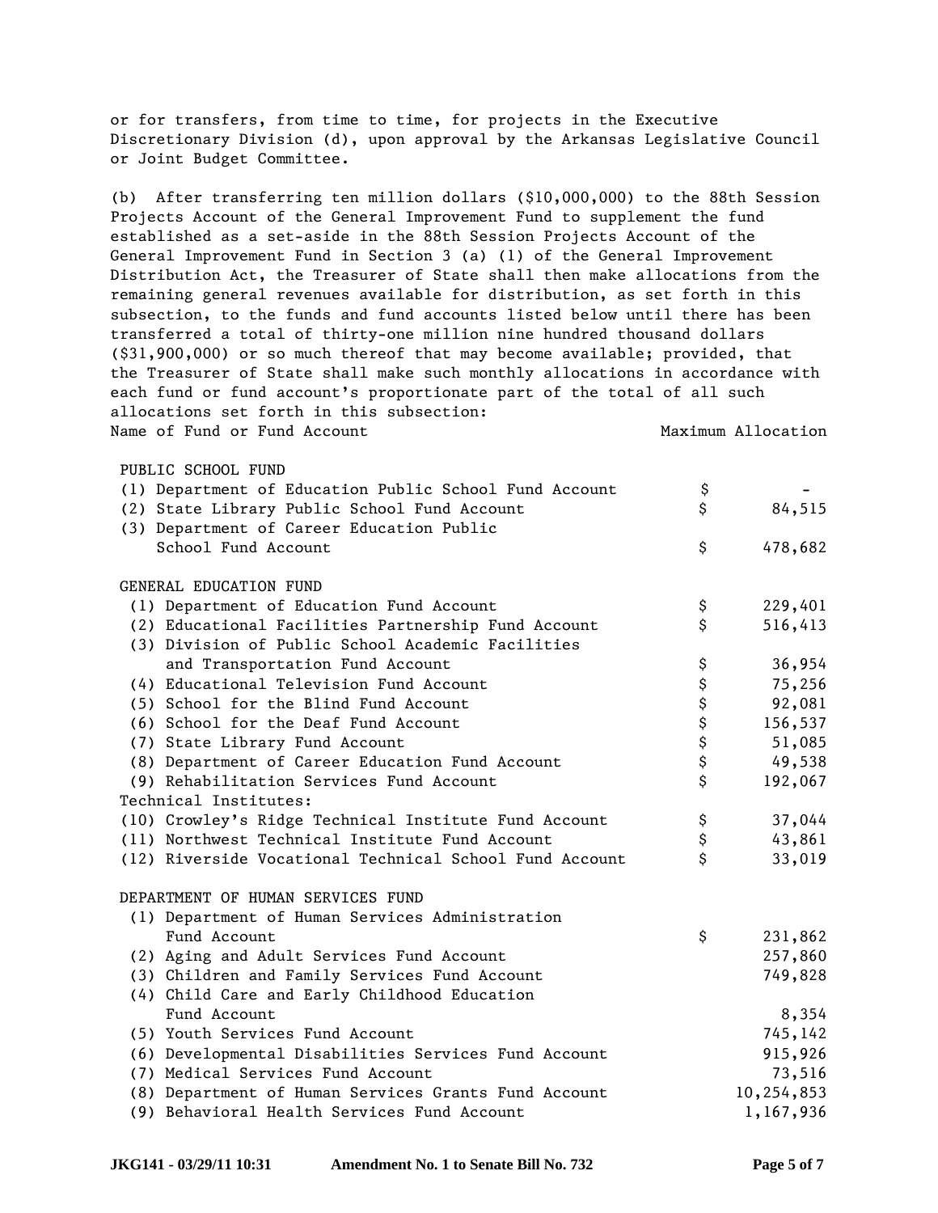or for transfers, from time to time, for projects in the Executive Discretionary Division (d), upon approval by the Arkansas Legislative Council or Joint Budget Committee.

(b) After transferring ten million dollars ($10,000,000) to the 88th Session Projects Account of the General Improvement Fund to supplement the fund established as a set-aside in the 88th Session Projects Account of the General Improvement Fund in Section 3 (a) (1) of the General Improvement Distribution Act, the Treasurer of State shall then make allocations from the remaining general revenues available for distribution, as set forth in this subsection, to the funds and fund accounts listed below until there has been transferred a total of thirty-one million nine hundred thousand dollars ($31,900,000) or so much thereof that may become available; provided, that the Treasurer of State shall make such monthly allocations in accordance with each fund or fund account's proportionate part of the total of all such allocations set forth in this subsection:

| Name of Fund or Fund Account | | Maximum Allocation |
|---|---|---|
| PUBLIC SCHOOL FUND | | |
| (1) Department of Education Public School Fund Account | $ | - |
| (2) State Library Public School Fund Account | $ | 84,515 |
| (3) Department of Career Education Public School Fund Account | $ | 478,682 |
| GENERAL EDUCATION FUND | | |
| (1) Department of Education Fund Account | $ | 229,401 |
| (2) Educational Facilities Partnership Fund Account | $ | 516,413 |
| (3) Division of Public School Academic Facilities and Transportation Fund Account | $ | 36,954 |
| (4) Educational Television Fund Account | $ | 75,256 |
| (5) School for the Blind Fund Account | $ | 92,081 |
| (6) School for the Deaf Fund Account | $ | 156,537 |
| (7) State Library Fund Account | $ | 51,085 |
| (8) Department of Career Education Fund Account | $ | 49,538 |
| (9) Rehabilitation Services Fund Account | $ | 192,067 |
| Technical Institutes: | | |
| (10) Crowley's Ridge Technical Institute Fund Account | $ | 37,044 |
| (11) Northwest Technical Institute Fund Account | $ | 43,861 |
| (12) Riverside Vocational Technical School Fund Account | $ | 33,019 |
| DEPARTMENT OF HUMAN SERVICES FUND | | |
| (1) Department of Human Services Administration Fund Account | $ | 231,862 |
| (2) Aging and Adult Services Fund Account | | 257,860 |
| (3) Children and Family Services Fund Account | | 749,828 |
| (4) Child Care and Early Childhood Education Fund Account | | 8,354 |
| (5) Youth Services Fund Account | | 745,142 |
| (6) Developmental Disabilities Services Fund Account | | 915,926 |
| (7) Medical Services Fund Account | | 73,516 |
| (8) Department of Human Services Grants Fund Account | | 10,254,853 |
| (9) Behavioral Health Services Fund Account | | 1,167,936 |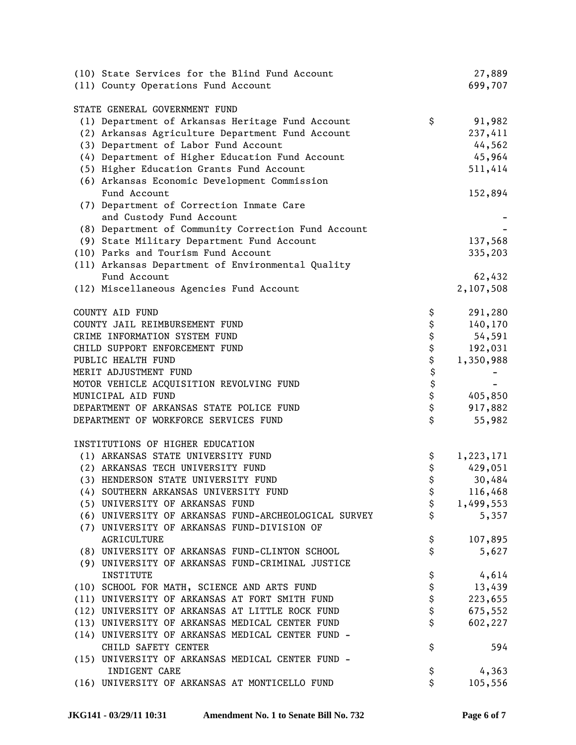| | | |
|---|---|---|
| (10) State Services for the Blind Fund Account | | 27,889 |
| (11) County Operations Fund Account | | 699,707 |
| | | |
| STATE GENERAL GOVERNMENT FUND | | |
| (1) Department of Arkansas Heritage Fund Account | $ | 91,982 |
| (2) Arkansas Agriculture Department Fund Account | | 237,411 |
| (3) Department of Labor Fund Account | | 44,562 |
| (4) Department of Higher Education Fund Account | | 45,964 |
| (5) Higher Education Grants Fund Account | | 511,414 |
| (6) Arkansas Economic Development Commission Fund Account | | 152,894 |
| (7) Department of Correction Inmate Care and Custody Fund Account | | - |
| (8) Department of Community Correction Fund Account | | - |
| (9) State Military Department Fund Account | | 137,568 |
| (10) Parks and Tourism Fund Account | | 335,203 |
| (11) Arkansas Department of Environmental Quality Fund Account | | 62,432 |
| (12) Miscellaneous Agencies Fund Account | | 2,107,508 |
| | | |
| COUNTY AID FUND | $ | 291,280 |
| COUNTY JAIL REIMBURSEMENT FUND | $ | 140,170 |
| CRIME INFORMATION SYSTEM FUND | $ | 54,591 |
| CHILD SUPPORT ENFORCEMENT FUND | $ | 192,031 |
| PUBLIC HEALTH FUND | $ | 1,350,988 |
| MERIT ADJUSTMENT FUND | $ | - |
| MOTOR VEHICLE ACQUISITION REVOLVING FUND | $ | - |
| MUNICIPAL AID FUND | $ | 405,850 |
| DEPARTMENT OF ARKANSAS STATE POLICE FUND | $ | 917,882 |
| DEPARTMENT OF WORKFORCE SERVICES FUND | $ | 55,982 |
| | | |
| INSTITUTIONS OF HIGHER EDUCATION | | |
| (1) ARKANSAS STATE UNIVERSITY FUND | $ | 1,223,171 |
| (2) ARKANSAS TECH UNIVERSITY FUND | $ | 429,051 |
| (3) HENDERSON STATE UNIVERSITY FUND | $ | 30,484 |
| (4) SOUTHERN ARKANSAS UNIVERSITY FUND | $ | 116,468 |
| (5) UNIVERSITY OF ARKANSAS FUND | $ | 1,499,553 |
| (6) UNIVERSITY OF ARKANSAS FUND-ARCHEOLOGICAL SURVEY | $ | 5,357 |
| (7) UNIVERSITY OF ARKANSAS FUND-DIVISION OF AGRICULTURE | $ | 107,895 |
| (8) UNIVERSITY OF ARKANSAS FUND-CLINTON SCHOOL | $ | 5,627 |
| (9) UNIVERSITY OF ARKANSAS FUND-CRIMINAL JUSTICE INSTITUTE | $ | 4,614 |
| (10) SCHOOL FOR MATH, SCIENCE AND ARTS FUND | $ | 13,439 |
| (11) UNIVERSITY OF ARKANSAS AT FORT SMITH FUND | $ | 223,655 |
| (12) UNIVERSITY OF ARKANSAS AT LITTLE ROCK FUND | $ | 675,552 |
| (13) UNIVERSITY OF ARKANSAS MEDICAL CENTER FUND | $ | 602,227 |
| (14) UNIVERSITY OF ARKANSAS MEDICAL CENTER FUND - CHILD SAFETY CENTER | $ | 594 |
| (15) UNIVERSITY OF ARKANSAS MEDICAL CENTER FUND - INDIGENT CARE | $ | 4,363 |
| (16) UNIVERSITY OF ARKANSAS AT MONTICELLO FUND | $ | 105,556 |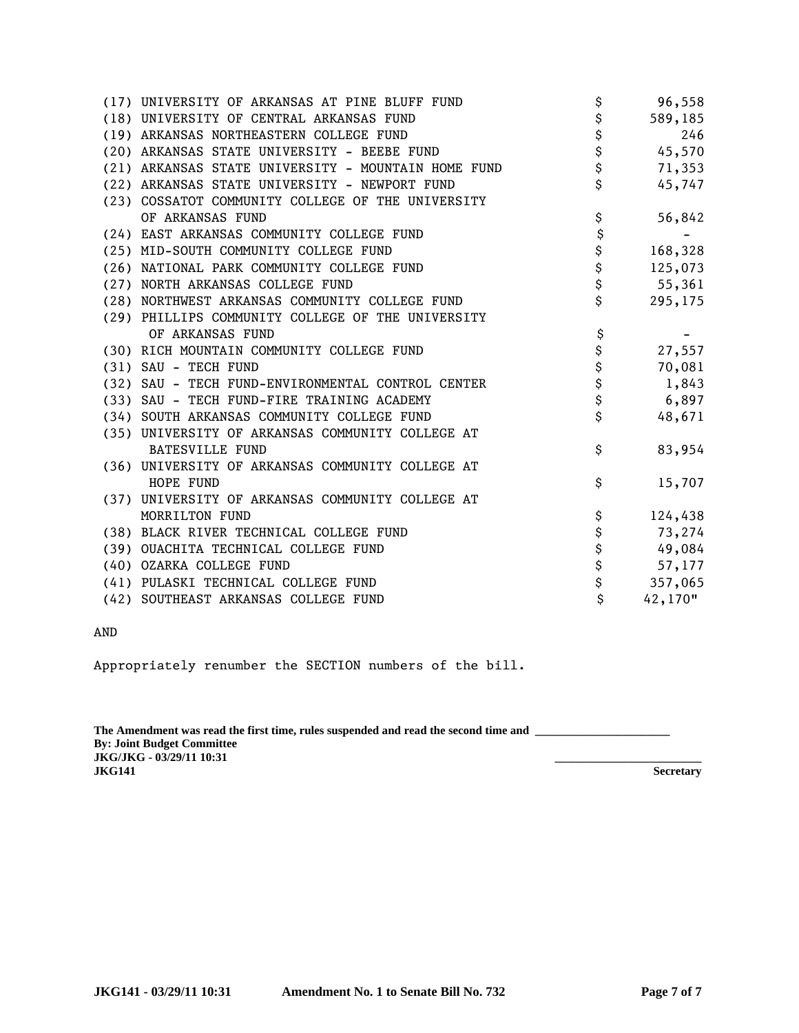| | | |
|---|---|---|
| (17) UNIVERSITY OF ARKANSAS AT PINE BLUFF FUND | $ | 96,558 |
| (18) UNIVERSITY OF CENTRAL ARKANSAS FUND | $ | 589,185 |
| (19) ARKANSAS NORTHEASTERN COLLEGE FUND | $ | 246 |
| (20) ARKANSAS STATE UNIVERSITY - BEEBE FUND | $ | 45,570 |
| (21) ARKANSAS STATE UNIVERSITY - MOUNTAIN HOME FUND | $ | 71,353 |
| (22) ARKANSAS STATE UNIVERSITY - NEWPORT FUND | $ | 45,747 |
| (23) COSSATOT COMMUNITY COLLEGE OF THE UNIVERSITY OF ARKANSAS FUND | $ | 56,842 |
| (24) EAST ARKANSAS COMMUNITY COLLEGE FUND | $ | - |
| (25) MID-SOUTH COMMUNITY COLLEGE FUND | $ | 168,328 |
| (26) NATIONAL PARK COMMUNITY COLLEGE FUND | $ | 125,073 |
| (27) NORTH ARKANSAS COLLEGE FUND | $ | 55,361 |
| (28) NORTHWEST ARKANSAS COMMUNITY COLLEGE FUND | $ | 295,175 |
| (29) PHILLIPS COMMUNITY COLLEGE OF THE UNIVERSITY OF ARKANSAS FUND | $ | - |
| (30) RICH MOUNTAIN COMMUNITY COLLEGE FUND | $ | 27,557 |
| (31) SAU - TECH FUND | $ | 70,081 |
| (32) SAU - TECH FUND-ENVIRONMENTAL CONTROL CENTER | $ | 1,843 |
| (33) SAU - TECH FUND-FIRE TRAINING ACADEMY | $ | 6,897 |
| (34) SOUTH ARKANSAS COMMUNITY COLLEGE FUND | $ | 48,671 |
| (35) UNIVERSITY OF ARKANSAS COMMUNITY COLLEGE AT BATESVILLE FUND | $ | 83,954 |
| (36) UNIVERSITY OF ARKANSAS COMMUNITY COLLEGE AT HOPE FUND | $ | 15,707 |
| (37) UNIVERSITY OF ARKANSAS COMMUNITY COLLEGE AT MORRILTON FUND | $ | 124,438 |
| (38) BLACK RIVER TECHNICAL COLLEGE FUND | $ | 73,274 |
| (39) OUACHITA TECHNICAL COLLEGE FUND | $ | 49,084 |
| (40) OZARKA COLLEGE FUND | $ | 57,177 |
| (41) PULASKI TECHNICAL COLLEGE FUND | $ | 357,065 |
| (42) SOUTHEAST ARKANSAS COLLEGE FUND | $ | 42,170" |

AND

Appropriately renumber the SECTION numbers of the bill.

**The Amendment was read the first time, rules suspended and read the second time and \_\_\_\_\_\_\_\_\_\_\_\_\_\_\_\_\_\_\_\_\_\_**
**By: Joint Budget Committee**
**JKG/JKG - 03/29/11 10:31**
**JKG141**

\_\_\_\_\_\_\_\_\_\_\_\_\_\_\_\_\_\_\_\_\_\_\_\_
**Secretary**